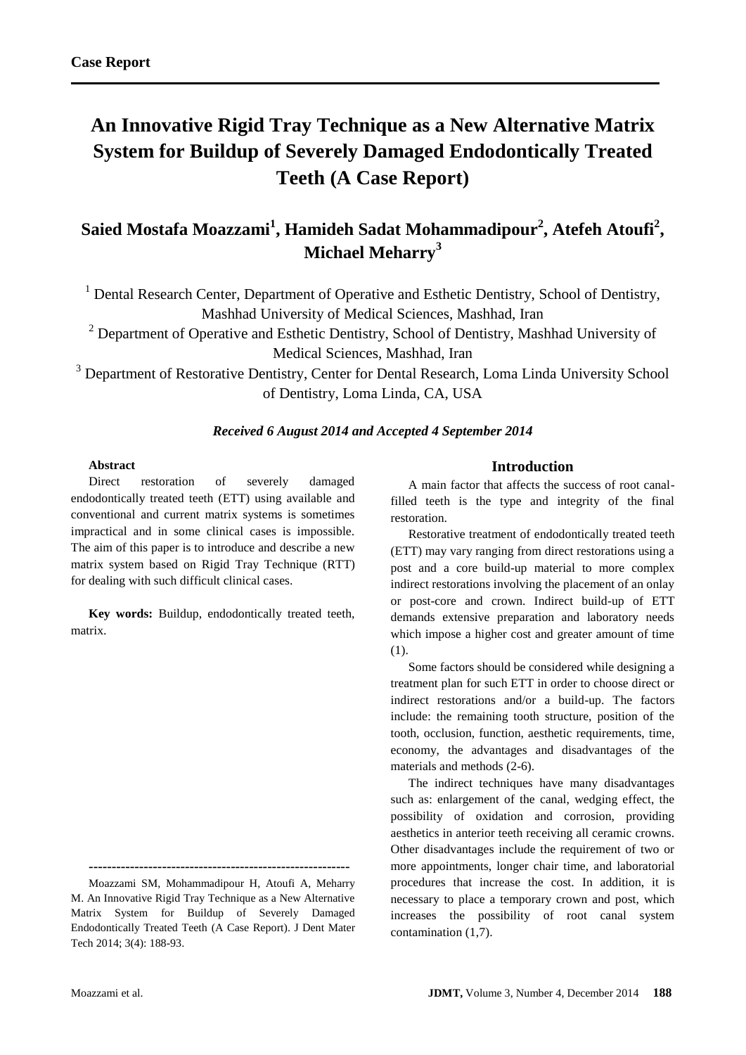**Case Report**

# An Innovative Rigid Tray Technique as a New Alternative Matrix System for Buildup of Severely Damaged Endodontically Treated Teeth (A Case Report)

## Saied Mostafa Moazzami[1], Hamideh Sadat Mohammadipour[2], Atefeh Atoufi[2], Michael Meharry[3]

[1] Dental Research Center, Department of Operative and Esthetic Dentistry, School of Dentistry, Mashhad University of Medical Sciences, Mashhad, Iran

[2] Department of Operative and Esthetic Dentistry, School of Dentistry, Mashhad University of Medical Sciences, Mashhad, Iran

[3] Department of Restorative Dentistry, Center for Dental Research, Loma Linda University School of Dentistry, Loma Linda, CA, USA

***Received 6 August 2014 and Accepted 4 September 2014***

**Abstract**

Direct restoration of severely damaged endodontically treated teeth (ETT) using available and conventional and current matrix systems is sometimes impractical and in some clinical cases is impossible. The aim of this paper is to introduce and describe a new matrix system based on Rigid Tray Technique (RTT) for dealing with such difficult clinical cases.

**Key words:** Buildup, endodontically treated teeth, matrix.

---------------------------------------------------------

Moazzami SM, Mohammadipour H, Atoufi A, Meharry M. An Innovative Rigid Tray Technique as a New Alternative Matrix System for Buildup of Severely Damaged Endodontically Treated Teeth (A Case Report). J Dent Mater Tech 2014; 3(4): 188-93.

## Introduction

A main factor that affects the success of root canal-filled teeth is the type and integrity of the final restoration.

Restorative treatment of endodontically treated teeth (ETT) may vary ranging from direct restorations using a post and a core build-up material to more complex indirect restorations involving the placement of an onlay or post-core and crown. Indirect build-up of ETT demands extensive preparation and laboratory needs which impose a higher cost and greater amount of time (1).

Some factors should be considered while designing a treatment plan for such ETT in order to choose direct or indirect restorations and/or a build-up. The factors include: the remaining tooth structure, position of the tooth, occlusion, function, aesthetic requirements, time, economy, the advantages and disadvantages of the materials and methods (2-6).

The indirect techniques have many disadvantages such as: enlargement of the canal, wedging effect, the possibility of oxidation and corrosion, providing aesthetics in anterior teeth receiving all ceramic crowns. Other disadvantages include the requirement of two or more appointments, longer chair time, and laboratorial procedures that increase the cost. In addition, it is necessary to place a temporary crown and post, which increases the possibility of root canal system contamination (1,7).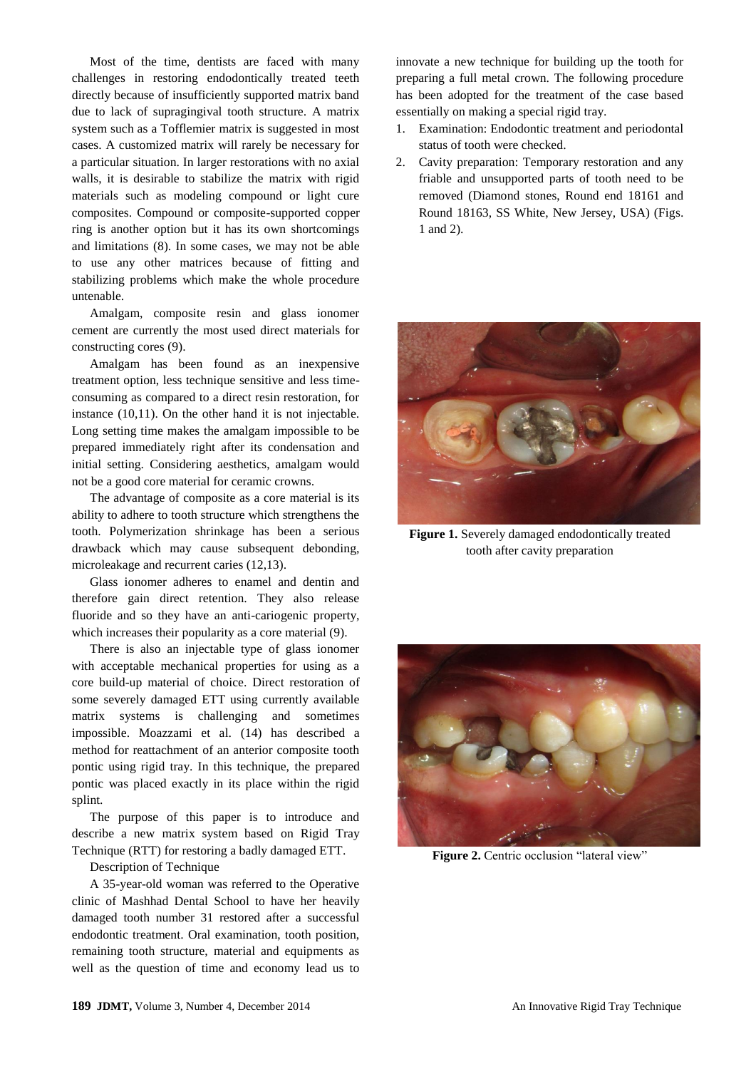Most of the time, dentists are faced with many challenges in restoring endodontically treated teeth directly because of insufficiently supported matrix band due to lack of supragingival tooth structure. A matrix system such as a Tofflemier matrix is suggested in most cases. A customized matrix will rarely be necessary for a particular situation. In larger restorations with no axial walls, it is desirable to stabilize the matrix with rigid materials such as modeling compound or light cure composites. Compound or composite-supported copper ring is another option but it has its own shortcomings and limitations (8). In some cases, we may not be able to use any other matrices because of fitting and stabilizing problems which make the whole procedure untenable.

Amalgam, composite resin and glass ionomer cement are currently the most used direct materials for constructing cores (9).

Amalgam has been found as an inexpensive treatment option, less technique sensitive and less time-consuming as compared to a direct resin restoration, for instance (10,11). On the other hand it is not injectable. Long setting time makes the amalgam impossible to be prepared immediately right after its condensation and initial setting. Considering aesthetics, amalgam would not be a good core material for ceramic crowns.

The advantage of composite as a core material is its ability to adhere to tooth structure which strengthens the tooth. Polymerization shrinkage has been a serious drawback which may cause subsequent debonding, microleakage and recurrent caries (12,13).

Glass ionomer adheres to enamel and dentin and therefore gain direct retention. They also release fluoride and so they have an anti-cariogenic property, which increases their popularity as a core material (9).

There is also an injectable type of glass ionomer with acceptable mechanical properties for using as a core build-up material of choice. Direct restoration of some severely damaged ETT using currently available matrix systems is challenging and sometimes impossible. Moazzami et al. (14) has described a method for reattachment of an anterior composite tooth pontic using rigid tray. In this technique, the prepared pontic was placed exactly in its place within the rigid splint.

The purpose of this paper is to introduce and describe a new matrix system based on Rigid Tray Technique (RTT) for restoring a badly damaged ETT.

Description of Technique

A 35-year-old woman was referred to the Operative clinic of Mashhad Dental School to have her heavily damaged tooth number 31 restored after a successful endodontic treatment. Oral examination, tooth position, remaining tooth structure, material and equipments as well as the question of time and economy lead us to innovate a new technique for building up the tooth for preparing a full metal crown. The following procedure has been adopted for the treatment of the case based essentially on making a special rigid tray.

1. Examination: Endodontic treatment and periodontal status of tooth were checked.
2. Cavity preparation: Temporary restoration and any friable and unsupported parts of tooth need to be removed (Diamond stones, Round end 18161 and Round 18163, SS White, New Jersey, USA) (Figs. 1 and 2).

**Figure 1.** Severely damaged endodontically treated tooth after cavity preparation

**Figure 2.** Centric occlusion "lateral view"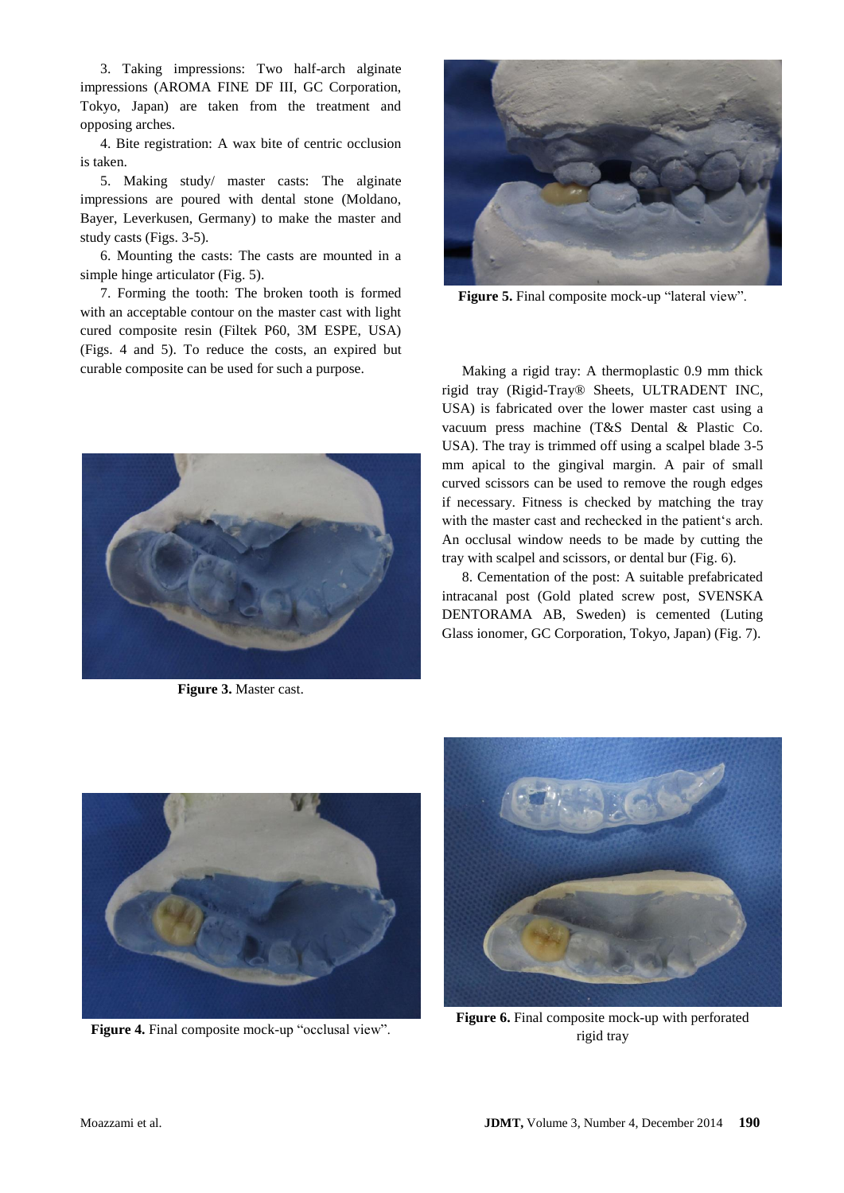3. Taking impressions: Two half-arch alginate impressions (AROMA FINE DF III, GC Corporation, Tokyo, Japan) are taken from the treatment and opposing arches.

4. Bite registration: A wax bite of centric occlusion is taken.

5. Making study/ master casts: The alginate impressions are poured with dental stone (Moldano, Bayer, Leverkusen, Germany) to make the master and study casts (Figs. 3-5).

6. Mounting the casts: The casts are mounted in a simple hinge articulator (Fig. 5).

7. Forming the tooth: The broken tooth is formed with an acceptable contour on the master cast with light cured composite resin (Filtek P60, 3M ESPE, USA) (Figs. 4 and 5). To reduce the costs, an expired but curable composite can be used for such a purpose.

**Figure 3.** Master cast.

**Figure 4.** Final composite mock-up "occlusal view".

**Figure 5.** Final composite mock-up "lateral view".

Making a rigid tray: A thermoplastic 0.9 mm thick rigid tray (Rigid-Tray® Sheets, ULTRADENT INC, USA) is fabricated over the lower master cast using a vacuum press machine (T&S Dental & Plastic Co. USA). The tray is trimmed off using a scalpel blade 3-5 mm apical to the gingival margin. A pair of small curved scissors can be used to remove the rough edges if necessary. Fitness is checked by matching the tray with the master cast and rechecked in the patient's arch. An occlusal window needs to be made by cutting the tray with scalpel and scissors, or dental bur (Fig. 6).

8. Cementation of the post: A suitable prefabricated intracanal post (Gold plated screw post, SVENSKA DENTORAMA AB, Sweden) is cemented (Luting Glass ionomer, GC Corporation, Tokyo, Japan) (Fig. 7).

**Figure 6.** Final composite mock-up with perforated rigid tray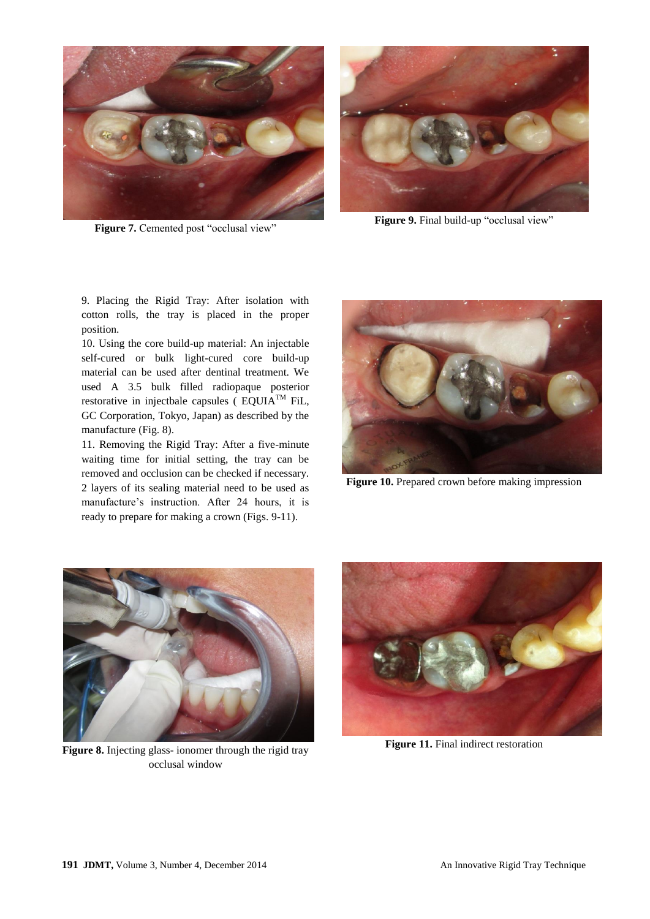Figure 7. Cemented post “occlusal view”

Figure 9. Final build-up “occlusal view”

9. Placing the Rigid Tray: After isolation with cotton rolls, the tray is placed in the proper position.

10. Using the core build-up material: An injectable self-cured or bulk light-cured core build-up material can be used after dentinal treatment. We used A 3.5 bulk filled radiopaque posterior restorative in injectbale capsules ( EQUIA™ FiL, GC Corporation, Tokyo, Japan) as described by the manufacture (Fig. 8).

11. Removing the Rigid Tray: After a five-minute waiting time for initial setting, the tray can be removed and occlusion can be checked if necessary. 2 layers of its sealing material need to be used as manufacture’s instruction. After 24 hours, it is ready to prepare for making a crown (Figs. 9-11).

Figure 10. Prepared crown before making impression

Figure 8. Injecting glass- ionomer through the rigid tray occlusal window

Figure 11. Final indirect restoration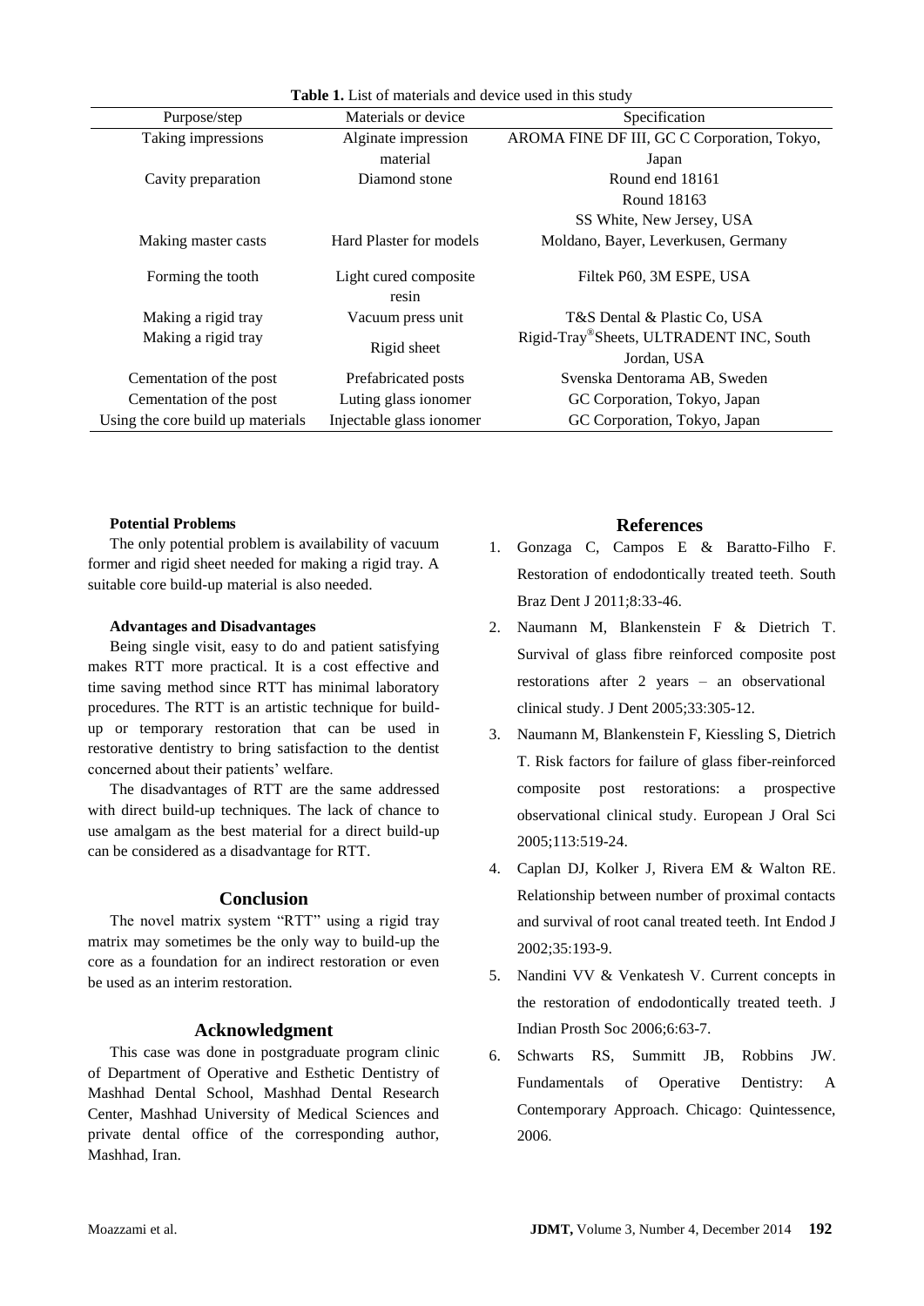**Table 1.** List of materials and device used in this study

| Purpose/step | Materials or device | Specification |
|---|---|---|
| Taking impressions | Alginate impression material | AROMA FINE DF III, GC C Corporation, Tokyo, Japan |
| Cavity preparation | Diamond stone | Round end 18161<br>Round 18163<br>SS White, New Jersey, USA |
| Making master casts | Hard Plaster for models | Moldano, Bayer, Leverkusen, Germany |
| Forming the tooth | Light cured composite resin | Filtek P60, 3M ESPE, USA |
| Making a rigid tray | Vacuum press unit | T&S Dental & Plastic Co, USA |
| Making a rigid tray | Rigid sheet | Rigid-Tray®Sheets, ULTRADENT INC, South Jordan, USA |
| Cementation of the post | Prefabricated posts | Svenska Dentorama AB, Sweden |
| Cementation of the post | Luting glass ionomer | GC Corporation, Tokyo, Japan |
| Using the core build up materials | Injectable glass ionomer | GC Corporation, Tokyo, Japan |

#### Potential Problems

The only potential problem is availability of vacuum former and rigid sheet needed for making a rigid tray. A suitable core build-up material is also needed.

#### Advantages and Disadvantages

Being single visit, easy to do and patient satisfying makes RTT more practical. It is a cost effective and time saving method since RTT has minimal laboratory procedures. The RTT is an artistic technique for build-up or temporary restoration that can be used in restorative dentistry to bring satisfaction to the dentist concerned about their patients' welfare.

The disadvantages of RTT are the same addressed with direct build-up techniques. The lack of chance to use amalgam as the best material for a direct build-up can be considered as a disadvantage for RTT.

## Conclusion

The novel matrix system "RTT" using a rigid tray matrix may sometimes be the only way to build-up the core as a foundation for an indirect restoration or even be used as an interim restoration.

## Acknowledgment

This case was done in postgraduate program clinic of Department of Operative and Esthetic Dentistry of Mashhad Dental School, Mashhad Dental Research Center, Mashhad University of Medical Sciences and private dental office of the corresponding author, Mashhad, Iran.

## References

1. Gonzaga C, Campos E & Baratto-Filho F. Restoration of endodontically treated teeth. South Braz Dent J 2011;8:33-46.
2. Naumann M, Blankenstein F & Dietrich T. Survival of glass fibre reinforced composite post restorations after 2 years – an observational clinical study. J Dent 2005;33:305-12.
3. Naumann M, Blankenstein F, Kiessling S, Dietrich T. Risk factors for failure of glass fiber-reinforced composite post restorations: a prospective observational clinical study. European J Oral Sci 2005;113:519-24.
4. Caplan DJ, Kolker J, Rivera EM & Walton RE. Relationship between number of proximal contacts and survival of root canal treated teeth. Int Endod J 2002;35:193-9.
5. Nandini VV & Venkatesh V. Current concepts in the restoration of endodontically treated teeth. J Indian Prosth Soc 2006;6:63-7.
6. Schwarts RS, Summitt JB, Robbins JW. Fundamentals of Operative Dentistry: A Contemporary Approach. Chicago: Quintessence, 2006.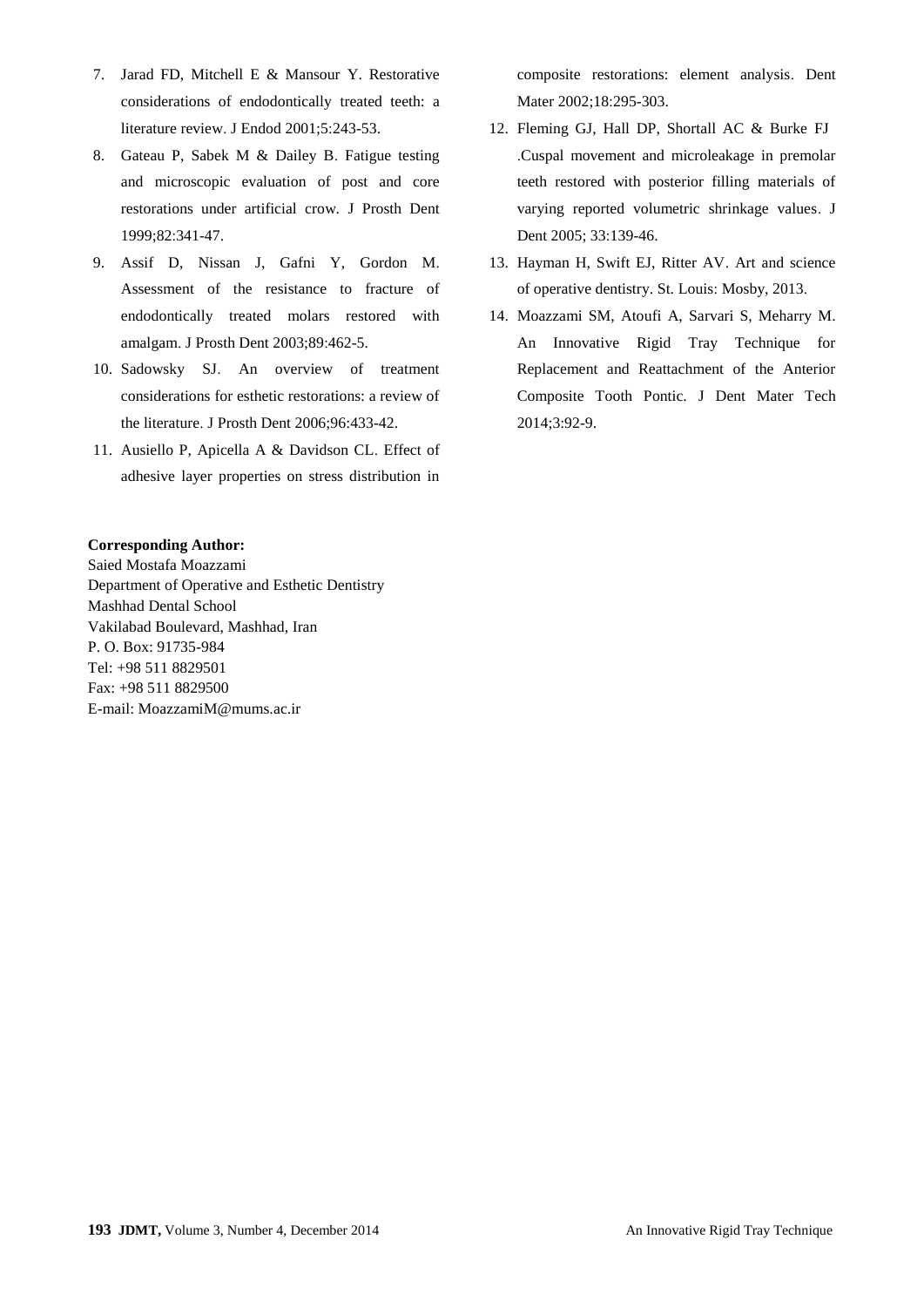7. Jarad FD, Mitchell E & Mansour Y. Restorative considerations of endodontically treated teeth: a literature review. J Endod 2001;5:243-53.
8. Gateau P, Sabek M & Dailey B. Fatigue testing and microscopic evaluation of post and core restorations under artificial crow. J Prosth Dent 1999;82:341-47.
9. Assif D, Nissan J, Gafni Y, Gordon M. Assessment of the resistance to fracture of endodontically treated molars restored with amalgam. J Prosth Dent 2003;89:462-5.
10. Sadowsky SJ. An overview of treatment considerations for esthetic restorations: a review of the literature. J Prosth Dent 2006;96:433-42.
11. Ausiello P, Apicella A & Davidson CL. Effect of adhesive layer properties on stress distribution in composite restorations: element analysis. Dent Mater 2002;18:295-303.
12. Fleming GJ, Hall DP, Shortall AC & Burke FJ .Cuspal movement and microleakage in premolar teeth restored with posterior filling materials of varying reported volumetric shrinkage values. J Dent 2005; 33:139-46.
13. Hayman H, Swift EJ, Ritter AV. Art and science of operative dentistry. St. Louis: Mosby, 2013.
14. Moazzami SM, Atoufi A, Sarvari S, Meharry M. An Innovative Rigid Tray Technique for Replacement and Reattachment of the Anterior Composite Tooth Pontic. J Dent Mater Tech 2014;3:92-9.

**Corresponding Author:**
Saied Mostafa Moazzami
Department of Operative and Esthetic Dentistry
Mashhad Dental School
Vakilabad Boulevard, Mashhad, Iran
P. O. Box: 91735-984
Tel: +98 511 8829501
Fax: +98 511 8829500
E-mail: MoazzamiM@mums.ac.ir